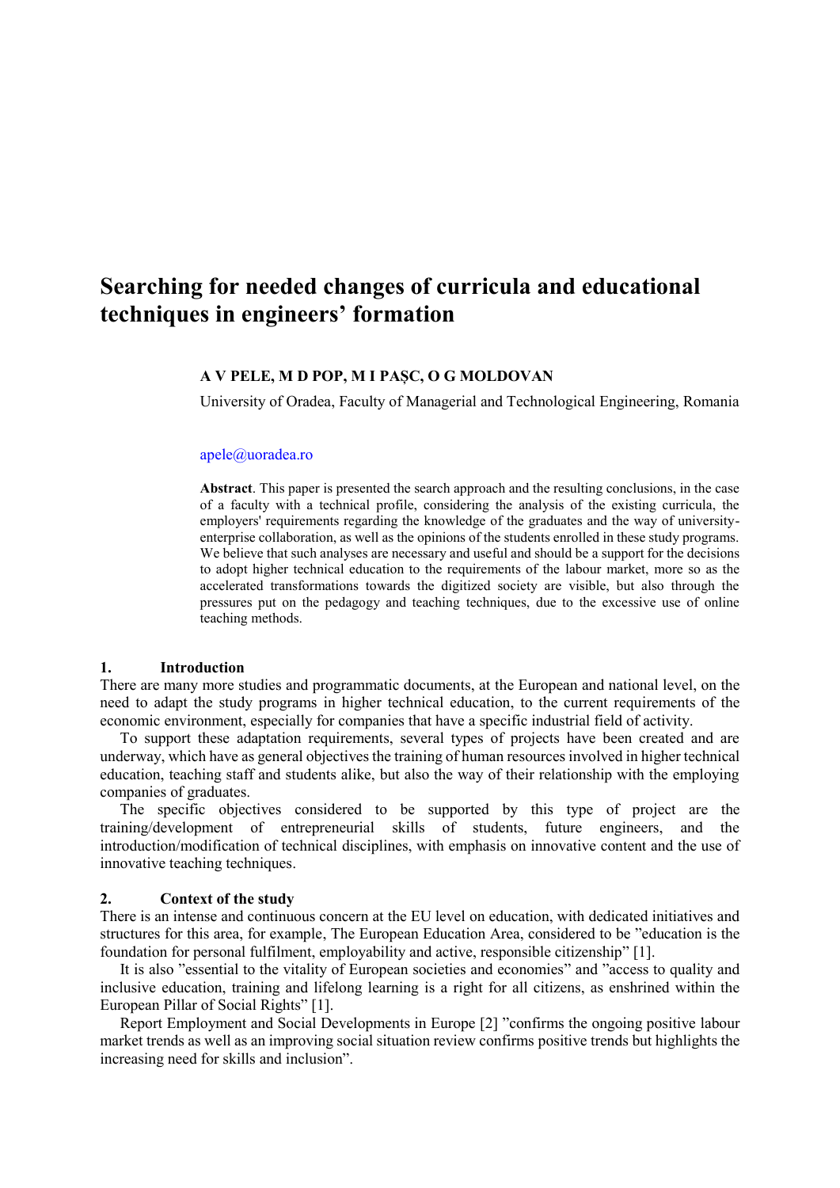# Searching for needed changes of curricula and educational techniques in engineers' formation

**A V PELE, M D POP, M I PAȘC, O G MOLDOVAN**

University of Oradea, Faculty of Managerial and Technological Engineering, Romania

apele@uoradea.ro

**Abstract**. This paper is presented the search approach and the resulting conclusions, in the case of a faculty with a technical profile, considering the analysis of the existing curricula, the employers' requirements regarding the knowledge of the graduates and the way of university-enterprise collaboration, as well as the opinions of the students enrolled in these study programs. We believe that such analyses are necessary and useful and should be a support for the decisions to adopt higher technical education to the requirements of the labour market, more so as the accelerated transformations towards the digitized society are visible, but also through the pressures put on the pedagogy and teaching techniques, due to the excessive use of online teaching methods.

## 1. Introduction

There are many more studies and programmatic documents, at the European and national level, on the need to adapt the study programs in higher technical education, to the current requirements of the economic environment, especially for companies that have a specific industrial field of activity.

To support these adaptation requirements, several types of projects have been created and are underway, which have as general objectives the training of human resources involved in higher technical education, teaching staff and students alike, but also the way of their relationship with the employing companies of graduates.

The specific objectives considered to be supported by this type of project are the training/development of entrepreneurial skills of students, future engineers, and the introduction/modification of technical disciplines, with emphasis on innovative content and the use of innovative teaching techniques.

## 2. Context of the study

There is an intense and continuous concern at the EU level on education, with dedicated initiatives and structures for this area, for example, The European Education Area, considered to be "education is the foundation for personal fulfilment, employability and active, responsible citizenship" [1].

It is also "essential to the vitality of European societies and economies" and "access to quality and inclusive education, training and lifelong learning is a right for all citizens, as enshrined within the European Pillar of Social Rights" [1].

Report Employment and Social Developments in Europe [2] "confirms the ongoing positive labour market trends as well as an improving social situation review confirms positive trends but highlights the increasing need for skills and inclusion".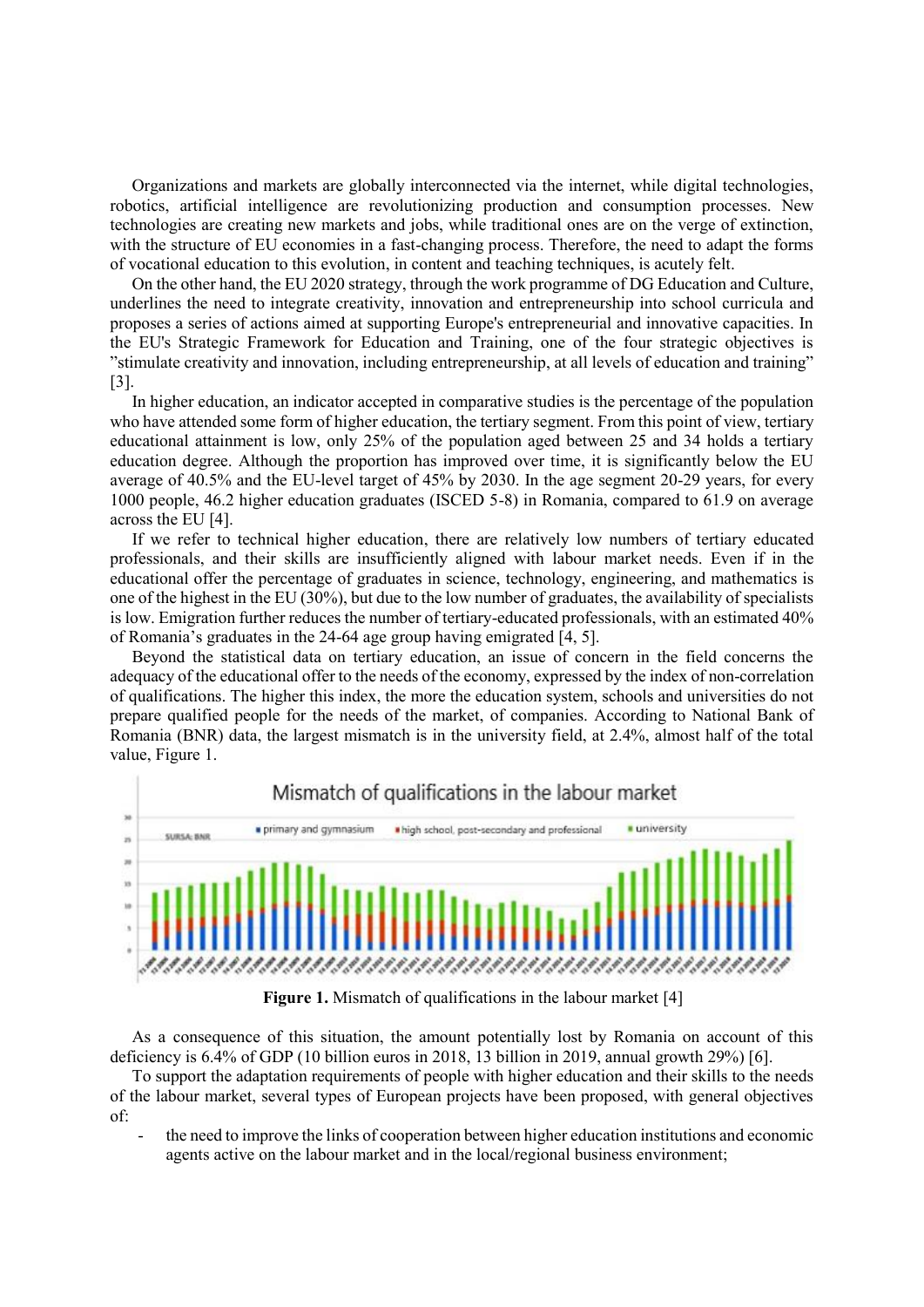Organizations and markets are globally interconnected via the internet, while digital technologies, robotics, artificial intelligence are revolutionizing production and consumption processes. New technologies are creating new markets and jobs, while traditional ones are on the verge of extinction, with the structure of EU economies in a fast-changing process. Therefore, the need to adapt the forms of vocational education to this evolution, in content and teaching techniques, is acutely felt.

On the other hand, the EU 2020 strategy, through the work programme of DG Education and Culture, underlines the need to integrate creativity, innovation and entrepreneurship into school curricula and proposes a series of actions aimed at supporting Europe's entrepreneurial and innovative capacities. In the EU's Strategic Framework for Education and Training, one of the four strategic objectives is "stimulate creativity and innovation, including entrepreneurship, at all levels of education and training" [3].

In higher education, an indicator accepted in comparative studies is the percentage of the population who have attended some form of higher education, the tertiary segment. From this point of view, tertiary educational attainment is low, only 25% of the population aged between 25 and 34 holds a tertiary education degree. Although the proportion has improved over time, it is significantly below the EU average of 40.5% and the EU-level target of 45% by 2030. In the age segment 20-29 years, for every 1000 people, 46.2 higher education graduates (ISCED 5-8) in Romania, compared to 61.9 on average across the EU [4].

If we refer to technical higher education, there are relatively low numbers of tertiary educated professionals, and their skills are insufficiently aligned with labour market needs. Even if in the educational offer the percentage of graduates in science, technology, engineering, and mathematics is one of the highest in the EU (30%), but due to the low number of graduates, the availability of specialists is low. Emigration further reduces the number of tertiary-educated professionals, with an estimated 40% of Romania's graduates in the 24-64 age group having emigrated [4, 5].

Beyond the statistical data on tertiary education, an issue of concern in the field concerns the adequacy of the educational offer to the needs of the economy, expressed by the index of non-correlation of qualifications. The higher this index, the more the education system, schools and universities do not prepare qualified people for the needs of the market, of companies. According to National Bank of Romania (BNR) data, the largest mismatch is in the university field, at 2.4%, almost half of the total value, Figure 1.

**Figure 1.** Mismatch of qualifications in the labour market [4]

As a consequence of this situation, the amount potentially lost by Romania on account of this deficiency is 6.4% of GDP (10 billion euros in 2018, 13 billion in 2019, annual growth 29%) [6].

To support the adaptation requirements of people with higher education and their skills to the needs of the labour market, several types of European projects have been proposed, with general objectives of:

- the need to improve the links of cooperation between higher education institutions and economic agents active on the labour market and in the local/regional business environment;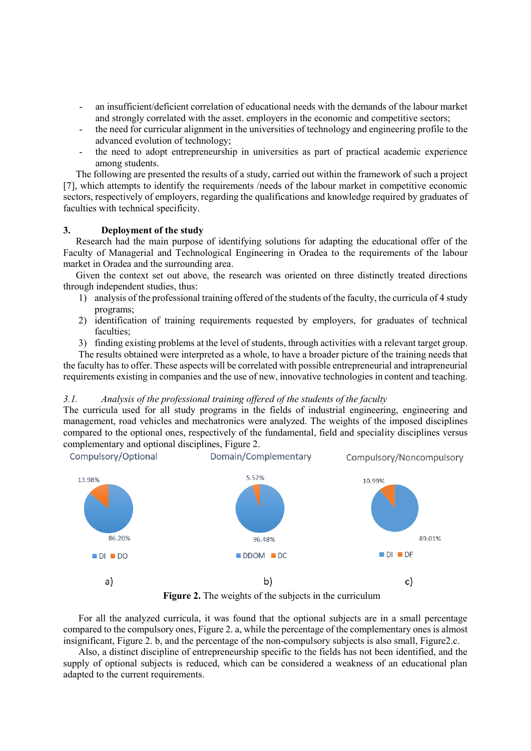- an insufficient/deficient correlation of educational needs with the demands of the labour market and strongly correlated with the asset. employers in the economic and competitive sectors;
- the need for curricular alignment in the universities of technology and engineering profile to the advanced evolution of technology;
- the need to adopt entrepreneurship in universities as part of practical academic experience among students.

The following are presented the results of a study, carried out within the framework of such a project [7], which attempts to identify the requirements /needs of the labour market in competitive economic sectors, respectively of employers, regarding the qualifications and knowledge required by graduates of faculties with technical specificity.

## 3. Deployment of the study

Research had the main purpose of identifying solutions for adapting the educational offer of the Faculty of Managerial and Technological Engineering in Oradea to the requirements of the labour market in Oradea and the surrounding area.

Given the context set out above, the research was oriented on three distinctly treated directions through independent studies, thus:

1) analysis of the professional training offered of the students of the faculty, the curricula of 4 study programs;
2) identification of training requirements requested by employers, for graduates of technical faculties;
3) finding existing problems at the level of students, through activities with a relevant target group.

The results obtained were interpreted as a whole, to have a broader picture of the training needs that the faculty has to offer. These aspects will be correlated with possible entrepreneurial and intrapreneurial requirements existing in companies and the use of new, innovative technologies in content and teaching.

### *3.1. Analysis of the professional training offered of the students of the faculty*

The curricula used for all study programs in the fields of industrial engineering, engineering and management, road vehicles and mechatronics were analyzed. The weights of the imposed disciplines compared to the optional ones, respectively of the fundamental, field and speciality disciplines versus complementary and optional disciplines, Figure 2.

Compulsory/Optional: DI 86.20%, DO 13.98% — a)

Domain/Complementary: DDOM 96.48%, DC 5.52% — b)

Compulsory/Noncompulsory: DI 89.01%, DF 10.99% — c)

**Figure 2.** The weights of the subjects in the curriculum

For all the analyzed curricula, it was found that the optional subjects are in a small percentage compared to the compulsory ones, Figure 2. a, while the percentage of the complementary ones is almost insignificant, Figure 2. b, and the percentage of the non-compulsory subjects is also small, Figure2.c.

Also, a distinct discipline of entrepreneurship specific to the fields has not been identified, and the supply of optional subjects is reduced, which can be considered a weakness of an educational plan adapted to the current requirements.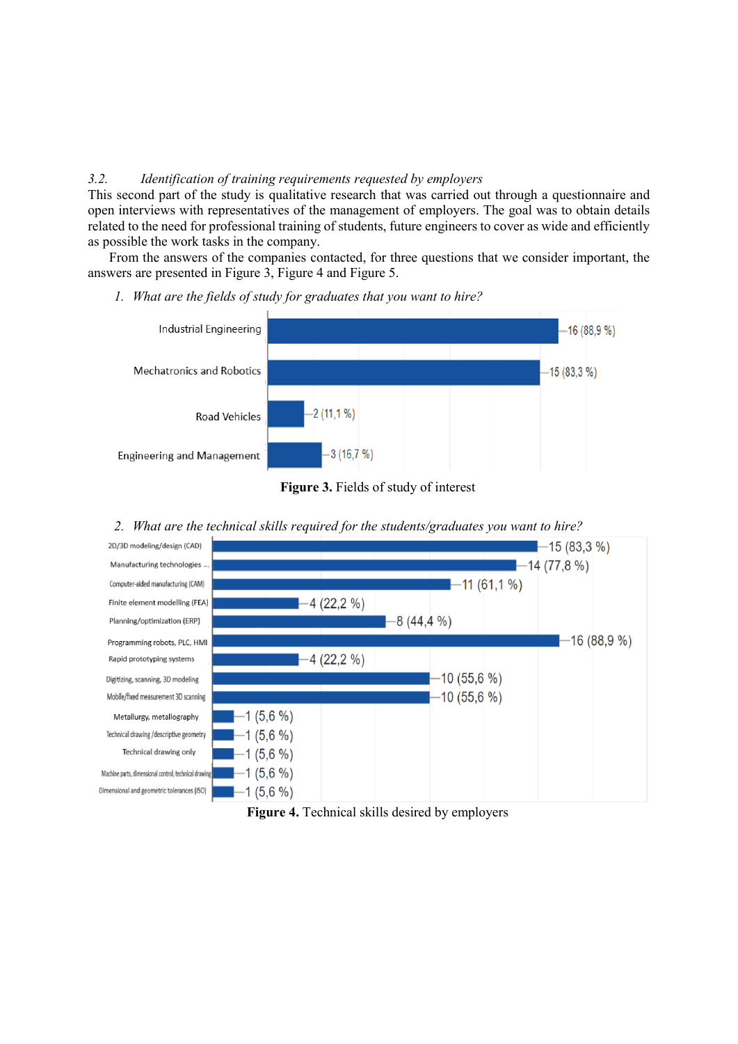### 3.2. *Identification of training requirements requested by employers*

This second part of the study is qualitative research that was carried out through a questionnaire and open interviews with representatives of the management of employers. The goal was to obtain details related to the need for professional training of students, future engineers to cover as wide and efficiently as possible the work tasks in the company.

From the answers of the companies contacted, for three questions that we consider important, the answers are presented in Figure 3, Figure 4 and Figure 5.

1. *What are the fields of study for graduates that you want to hire?*

| Field of study | Responses |
|---|---|
| Industrial Engineering | 16 (88,9 %) |
| Mechatronics and Robotics | 15 (83,3 %) |
| Road Vehicles | 2 (11,1 %) |
| Engineering and Management | 3 (16,7 %) |

**Figure 3.** Fields of study of interest

2. *What are the technical skills required for the students/graduates you want to hire?*

| Technical skill | Responses |
|---|---|
| 2D/3D modeling/design (CAD) | 15 (83,3 %) |
| Manufacturing technologies ... | 14 (77,8 %) |
| Computer-aided manufacturing (CAM) | 11 (61,1 %) |
| Finite element modelling (FEA) | 4 (22,2 %) |
| Planning/optimization (ERP) | 8 (44,4 %) |
| Programming robots, PLC, HMI | 16 (88,9 %) |
| Rapid prototyping systems | 4 (22,2 %) |
| Digitizing, scanning, 3D modeling | 10 (55,6 %) |
| Mobile/fixed measurement 3D scanning | 10 (55,6 %) |
| Metallurgy, metallography | 1 (5,6 %) |
| Technical drawing /descriptive geometry | 1 (5,6 %) |
| Technical drawing only | 1 (5,6 %) |
| Machine parts, dimensional control, technical drawing | 1 (5,6 %) |
| Dimensional and geometric tolerances (ISO) | 1 (5,6 %) |

**Figure 4.** Technical skills desired by employers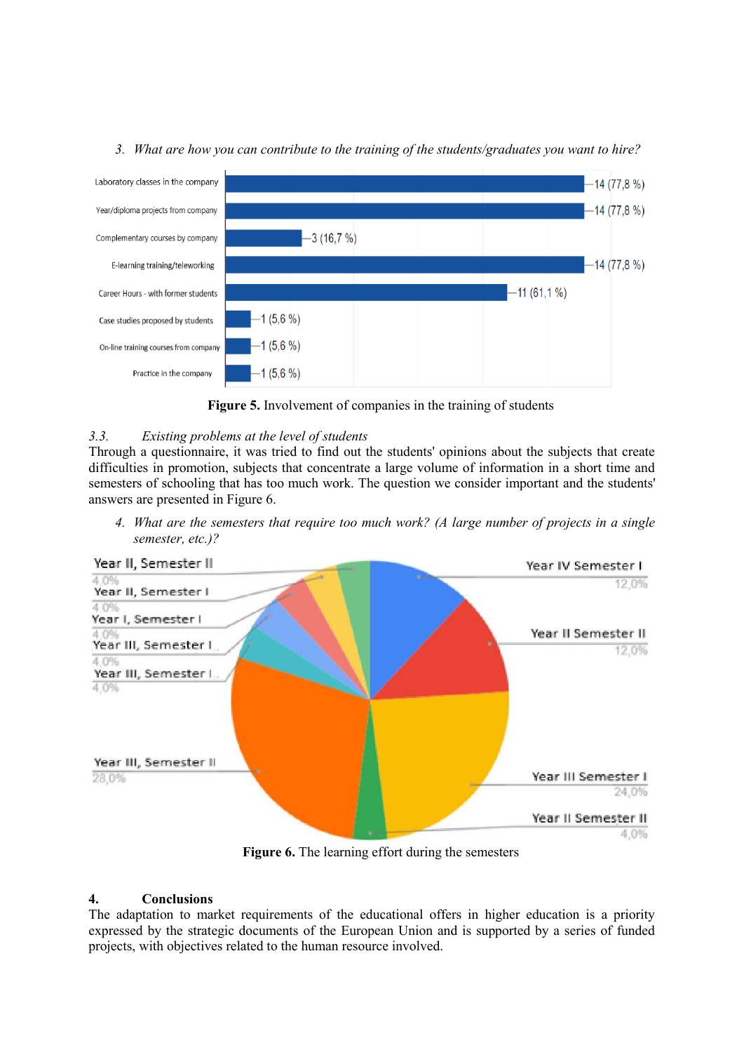3. *What are how you can contribute to the training of the students/graduates you want to hire?*

| Option | Responses |
|---|---|
| Laboratory classes in the company | 14 (77,8 %) |
| Year/diploma projects from company | 14 (77,8 %) |
| Complementary courses by company | 3 (16,7 %) |
| E-learning training/teleworking | 14 (77,8 %) |
| Career Hours - with former students | 11 (61,1 %) |
| Case studies proposed by students | 1 (5,6 %) |
| On-line training courses from company | 1 (5,6 %) |
| Practice in the company | 1 (5,6 %) |

**Figure 5.** Involvement of companies in the training of students

### 3.3. *Existing problems at the level of students*

Through a questionnaire, it was tried to find out the students' opinions about the subjects that create difficulties in promotion, subjects that concentrate a large volume of information in a short time and semesters of schooling that has too much work. The question we consider important and the students' answers are presented in Figure 6.

4. *What are the semesters that require too much work? (A large number of projects in a single semester, etc.)?*

| Semester | Share |
|---|---|
| Year II, Semester II | 4,0% |
| Year II, Semester I | 4,0% |
| Year I, Semester I | 4,0% |
| Year III, Semester I... | 4,0% |
| Year III, Semester I... | 4,0% |
| Year III, Semester II | 28,0% |
| Year IV Semester I | 12,0% |
| Year II Semester II | 12,0% |
| Year III Semester I | 24,0% |
| Year II Semester II | 4,0% |

**Figure 6.** The learning effort during the semesters

## 4. Conclusions

The adaptation to market requirements of the educational offers in higher education is a priority expressed by the strategic documents of the European Union and is supported by a series of funded projects, with objectives related to the human resource involved.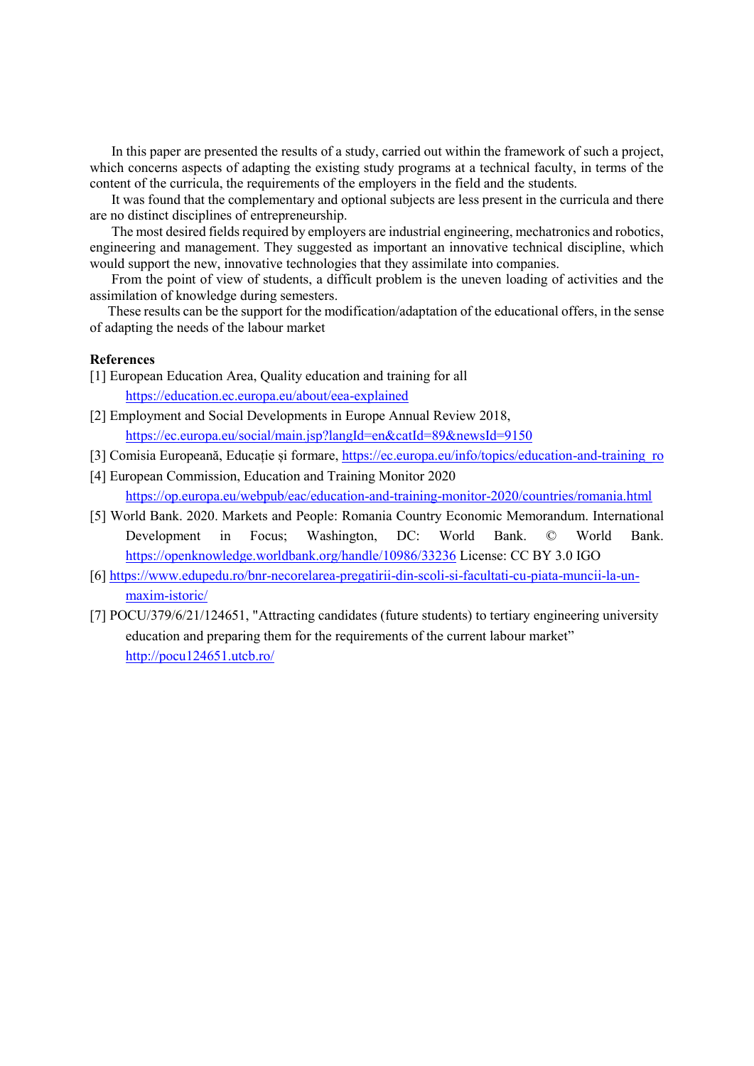In this paper are presented the results of a study, carried out within the framework of such a project, which concerns aspects of adapting the existing study programs at a technical faculty, in terms of the content of the curricula, the requirements of the employers in the field and the students.

It was found that the complementary and optional subjects are less present in the curricula and there are no distinct disciplines of entrepreneurship.

The most desired fields required by employers are industrial engineering, mechatronics and robotics, engineering and management. They suggested as important an innovative technical discipline, which would support the new, innovative technologies that they assimilate into companies.

From the point of view of students, a difficult problem is the uneven loading of activities and the assimilation of knowledge during semesters.

These results can be the support for the modification/adaptation of the educational offers, in the sense of adapting the needs of the labour market

**References**

[1] European Education Area, Quality education and training for all https://education.ec.europa.eu/about/eea-explained

[2] Employment and Social Developments in Europe Annual Review 2018, https://ec.europa.eu/social/main.jsp?langId=en&catId=89&newsId=9150

[3] Comisia Europeană, Educație și formare, https://ec.europa.eu/info/topics/education-and-training_ro

[4] European Commission, Education and Training Monitor 2020 https://op.europa.eu/webpub/eac/education-and-training-monitor-2020/countries/romania.html

[5] World Bank. 2020. Markets and People: Romania Country Economic Memorandum. International Development in Focus; Washington, DC: World Bank. © World Bank. https://openknowledge.worldbank.org/handle/10986/33236 License: CC BY 3.0 IGO

[6] https://www.edupedu.ro/bnr-necorelarea-pregatirii-din-scoli-si-facultati-cu-piata-muncii-la-un-maxim-istoric/

[7] POCU/379/6/21/124651, "Attracting candidates (future students) to tertiary engineering university education and preparing them for the requirements of the current labour market" http://pocu124651.utcb.ro/